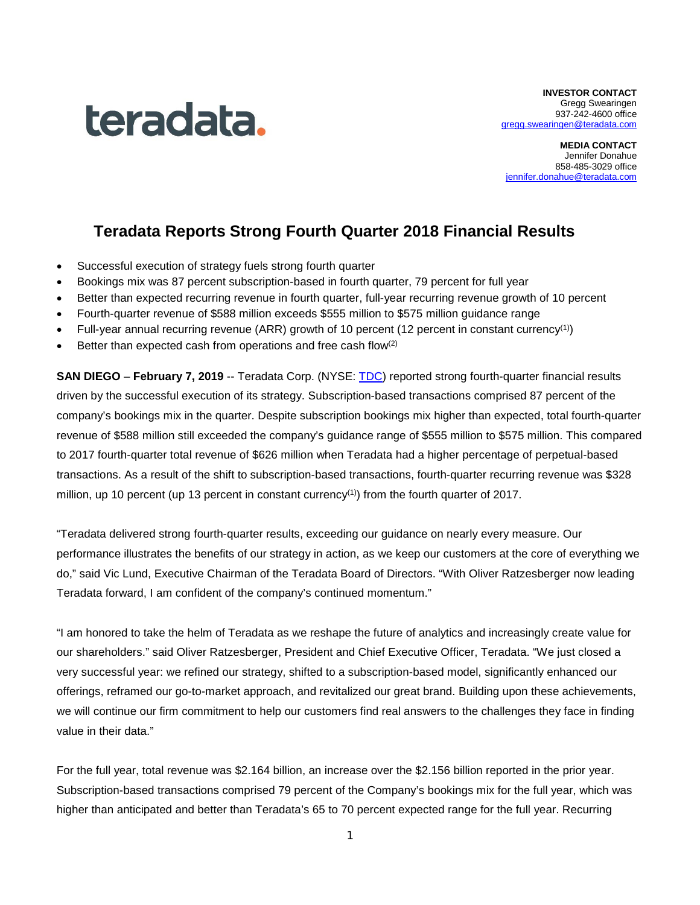teradata.

**INVESTOR CONTACT**
Gregg Swearingen
937-242-4600 office
gregg.swearingen@teradata.com

**MEDIA CONTACT**
Jennifer Donahue
858-485-3029 office
jennifer.donahue@teradata.com

# Teradata Reports Strong Fourth Quarter 2018 Financial Results

- Successful execution of strategy fuels strong fourth quarter
- Bookings mix was 87 percent subscription-based in fourth quarter, 79 percent for full year
- Better than expected recurring revenue in fourth quarter, full-year recurring revenue growth of 10 percent
- Fourth-quarter revenue of $588 million exceeds $555 million to $575 million guidance range
- Full-year annual recurring revenue (ARR) growth of 10 percent (12 percent in constant currency[(1)])
- Better than expected cash from operations and free cash flow[(2)]

**SAN DIEGO** – **February 7, 2019** -- Teradata Corp. (NYSE: TDC) reported strong fourth-quarter financial results driven by the successful execution of its strategy. Subscription-based transactions comprised 87 percent of the company's bookings mix in the quarter. Despite subscription bookings mix higher than expected, total fourth-quarter revenue of $588 million still exceeded the company's guidance range of $555 million to $575 million. This compared to 2017 fourth-quarter total revenue of $626 million when Teradata had a higher percentage of perpetual-based transactions. As a result of the shift to subscription-based transactions, fourth-quarter recurring revenue was $328 million, up 10 percent (up 13 percent in constant currency[(1)]) from the fourth quarter of 2017.

"Teradata delivered strong fourth-quarter results, exceeding our guidance on nearly every measure. Our performance illustrates the benefits of our strategy in action, as we keep our customers at the core of everything we do," said Vic Lund, Executive Chairman of the Teradata Board of Directors. "With Oliver Ratzesberger now leading Teradata forward, I am confident of the company's continued momentum."

"I am honored to take the helm of Teradata as we reshape the future of analytics and increasingly create value for our shareholders." said Oliver Ratzesberger, President and Chief Executive Officer, Teradata. "We just closed a very successful year: we refined our strategy, shifted to a subscription-based model, significantly enhanced our offerings, reframed our go-to-market approach, and revitalized our great brand. Building upon these achievements, we will continue our firm commitment to help our customers find real answers to the challenges they face in finding value in their data."

For the full year, total revenue was $2.164 billion, an increase over the $2.156 billion reported in the prior year. Subscription-based transactions comprised 79 percent of the Company's bookings mix for the full year, which was higher than anticipated and better than Teradata's 65 to 70 percent expected range for the full year. Recurring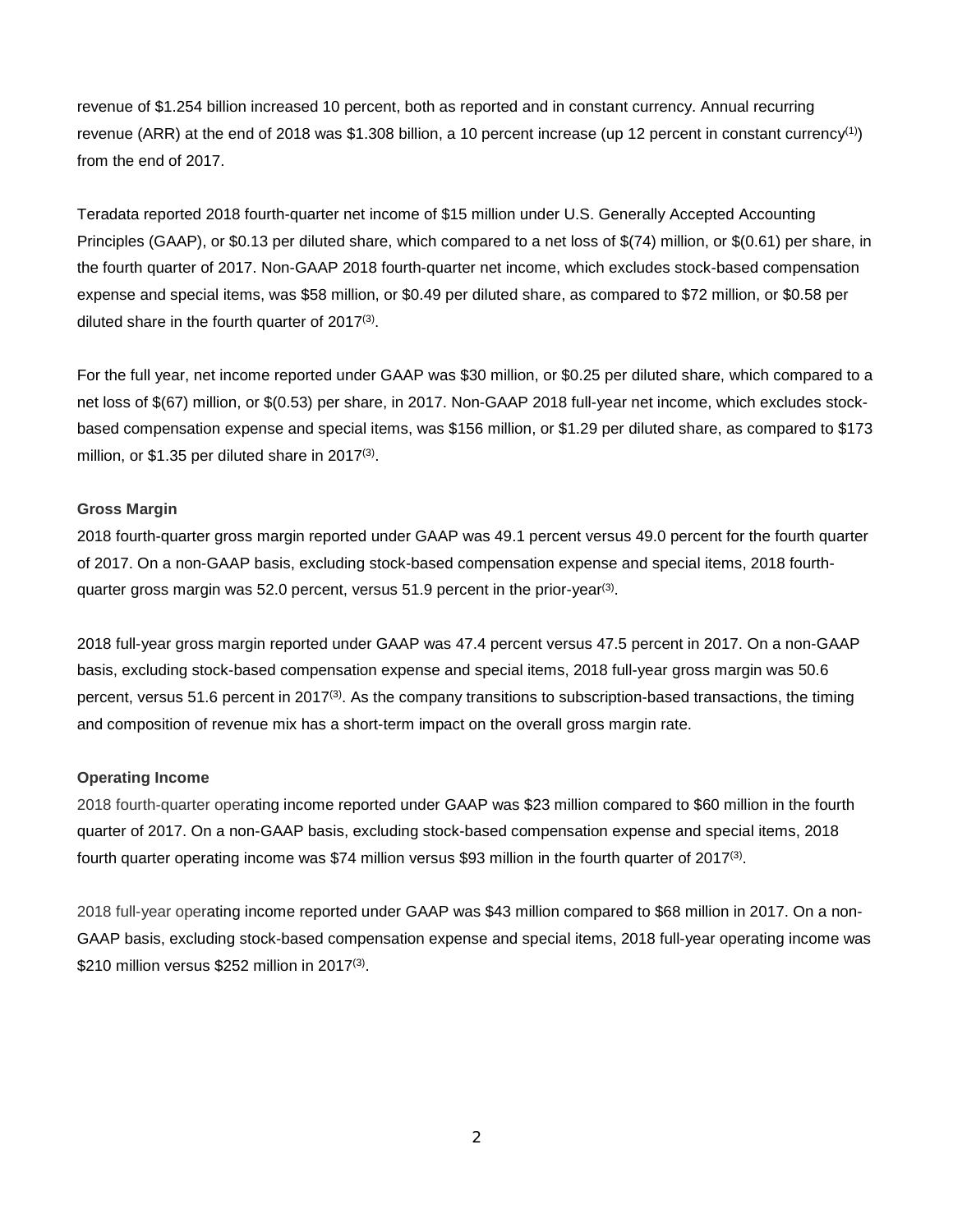revenue of $1.254 billion increased 10 percent, both as reported and in constant currency. Annual recurring revenue (ARR) at the end of 2018 was $1.308 billion, a 10 percent increase (up 12 percent in constant currency[(1)]) from the end of 2017.

Teradata reported 2018 fourth-quarter net income of $15 million under U.S. Generally Accepted Accounting Principles (GAAP), or $0.13 per diluted share, which compared to a net loss of $(74) million, or $(0.61) per share, in the fourth quarter of 2017. Non-GAAP 2018 fourth-quarter net income, which excludes stock-based compensation expense and special items, was $58 million, or $0.49 per diluted share, as compared to $72 million, or $0.58 per diluted share in the fourth quarter of 2017[(3)].

For the full year, net income reported under GAAP was $30 million, or $0.25 per diluted share, which compared to a net loss of $(67) million, or $(0.53) per share, in 2017. Non-GAAP 2018 full-year net income, which excludes stock-based compensation expense and special items, was $156 million, or $1.29 per diluted share, as compared to $173 million, or $1.35 per diluted share in 2017[(3)].

**Gross Margin**

2018 fourth-quarter gross margin reported under GAAP was 49.1 percent versus 49.0 percent for the fourth quarter of 2017. On a non-GAAP basis, excluding stock-based compensation expense and special items, 2018 fourth-quarter gross margin was 52.0 percent, versus 51.9 percent in the prior-year[(3)].

2018 full-year gross margin reported under GAAP was 47.4 percent versus 47.5 percent in 2017. On a non-GAAP basis, excluding stock-based compensation expense and special items, 2018 full-year gross margin was 50.6 percent, versus 51.6 percent in 2017[(3)]. As the company transitions to subscription-based transactions, the timing and composition of revenue mix has a short-term impact on the overall gross margin rate.

**Operating Income**

2018 fourth-quarter operating income reported under GAAP was $23 million compared to $60 million in the fourth quarter of 2017. On a non-GAAP basis, excluding stock-based compensation expense and special items, 2018 fourth quarter operating income was $74 million versus $93 million in the fourth quarter of 2017[(3)].

2018 full-year operating income reported under GAAP was $43 million compared to $68 million in 2017. On a non-GAAP basis, excluding stock-based compensation expense and special items, 2018 full-year operating income was $210 million versus $252 million in 2017[(3)].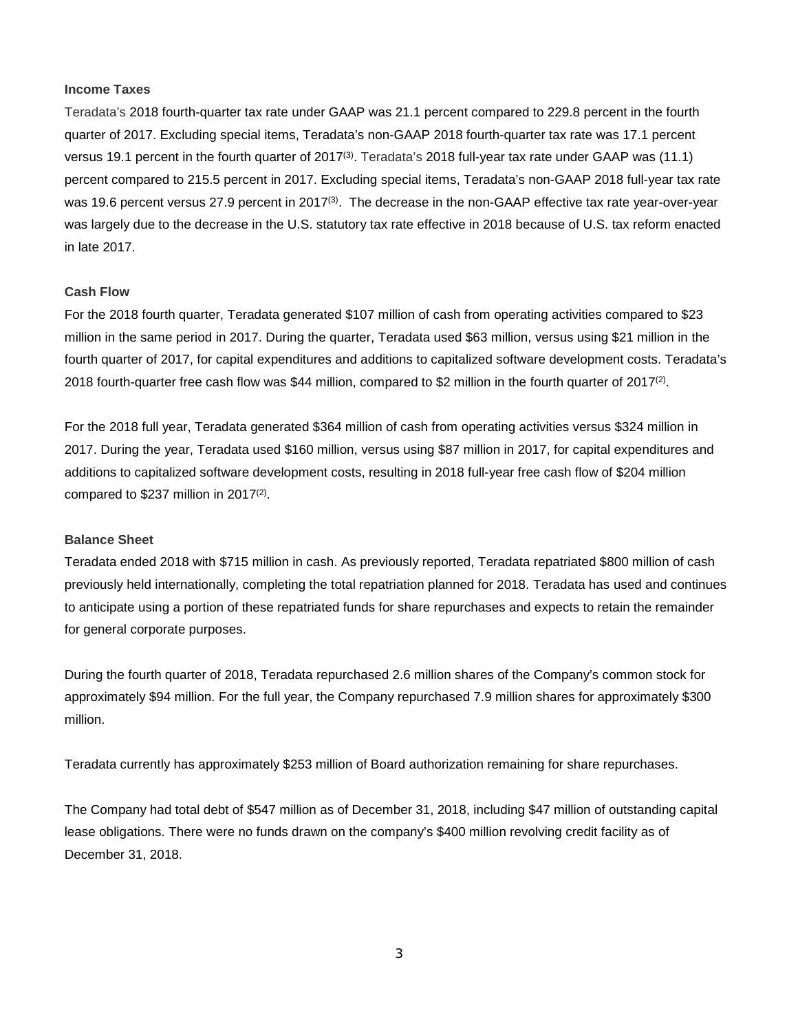### Income Taxes

Teradata's 2018 fourth-quarter tax rate under GAAP was 21.1 percent compared to 229.8 percent in the fourth quarter of 2017. Excluding special items, Teradata's non-GAAP 2018 fourth-quarter tax rate was 17.1 percent versus 19.1 percent in the fourth quarter of 2017[(3)]. Teradata's 2018 full-year tax rate under GAAP was (11.1) percent compared to 215.5 percent in 2017. Excluding special items, Teradata's non-GAAP 2018 full-year tax rate was 19.6 percent versus 27.9 percent in 2017[(3)]. The decrease in the non-GAAP effective tax rate year-over-year was largely due to the decrease in the U.S. statutory tax rate effective in 2018 because of U.S. tax reform enacted in late 2017.

### Cash Flow

For the 2018 fourth quarter, Teradata generated $107 million of cash from operating activities compared to $23 million in the same period in 2017. During the quarter, Teradata used $63 million, versus using $21 million in the fourth quarter of 2017, for capital expenditures and additions to capitalized software development costs. Teradata's 2018 fourth-quarter free cash flow was $44 million, compared to $2 million in the fourth quarter of 2017[(2)].

For the 2018 full year, Teradata generated $364 million of cash from operating activities versus $324 million in 2017. During the year, Teradata used $160 million, versus using $87 million in 2017, for capital expenditures and additions to capitalized software development costs, resulting in 2018 full-year free cash flow of $204 million compared to $237 million in 2017[(2)].

### Balance Sheet

Teradata ended 2018 with $715 million in cash. As previously reported, Teradata repatriated $800 million of cash previously held internationally, completing the total repatriation planned for 2018. Teradata has used and continues to anticipate using a portion of these repatriated funds for share repurchases and expects to retain the remainder for general corporate purposes.

During the fourth quarter of 2018, Teradata repurchased 2.6 million shares of the Company's common stock for approximately $94 million. For the full year, the Company repurchased 7.9 million shares for approximately $300 million.

Teradata currently has approximately $253 million of Board authorization remaining for share repurchases.

The Company had total debt of $547 million as of December 31, 2018, including $47 million of outstanding capital lease obligations. There were no funds drawn on the company's $400 million revolving credit facility as of December 31, 2018.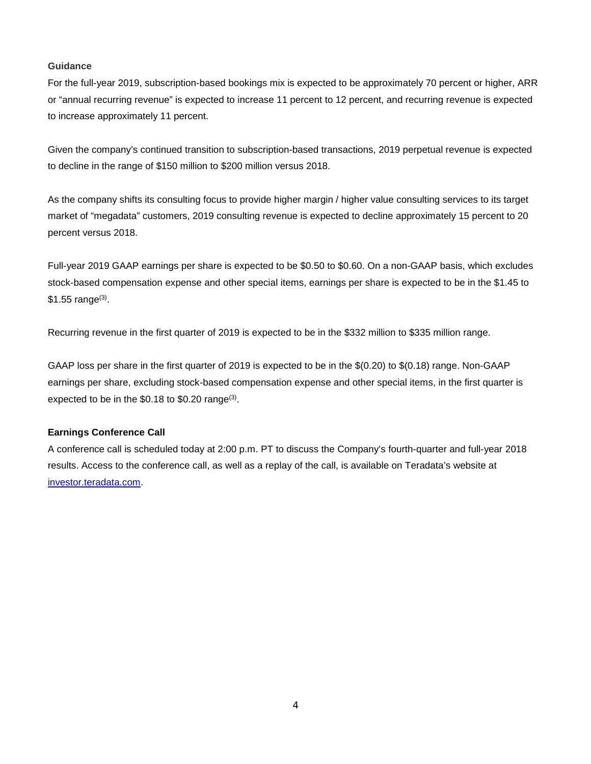**Guidance**

For the full-year 2019, subscription-based bookings mix is expected to be approximately 70 percent or higher, ARR or "annual recurring revenue" is expected to increase 11 percent to 12 percent, and recurring revenue is expected to increase approximately 11 percent.

Given the company's continued transition to subscription-based transactions, 2019 perpetual revenue is expected to decline in the range of $150 million to $200 million versus 2018.

As the company shifts its consulting focus to provide higher margin / higher value consulting services to its target market of "megadata" customers, 2019 consulting revenue is expected to decline approximately 15 percent to 20 percent versus 2018.

Full-year 2019 GAAP earnings per share is expected to be $0.50 to $0.60. On a non-GAAP basis, which excludes stock-based compensation expense and other special items, earnings per share is expected to be in the $1.45 to $1.55 range[3].

Recurring revenue in the first quarter of 2019 is expected to be in the $332 million to $335 million range.

GAAP loss per share in the first quarter of 2019 is expected to be in the $(0.20) to $(0.18) range. Non-GAAP earnings per share, excluding stock-based compensation expense and other special items, in the first quarter is expected to be in the $0.18 to $0.20 range[3].

**Earnings Conference Call**

A conference call is scheduled today at 2:00 p.m. PT to discuss the Company's fourth-quarter and full-year 2018 results. Access to the conference call, as well as a replay of the call, is available on Teradata's website at [investor.teradata.com](investor.teradata.com).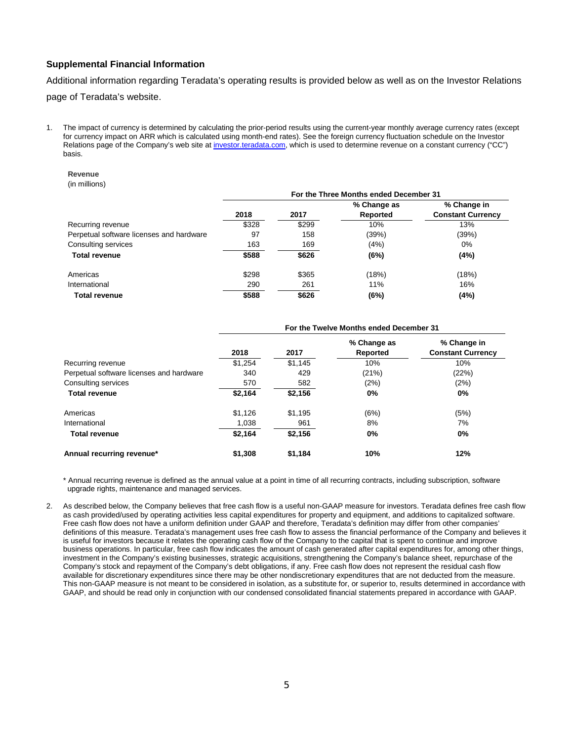### Supplemental Financial Information

Additional information regarding Teradata's operating results is provided below as well as on the Investor Relations page of Teradata's website.

1. The impact of currency is determined by calculating the prior-period results using the current-year monthly average currency rates (except for currency impact on ARR which is calculated using month-end rates). See the foreign currency fluctuation schedule on the Investor Relations page of the Company's web site at investor.teradata.com, which is used to determine revenue on a constant currency ("CC") basis.

**Revenue**
(in millions)

| | For the Three Months ended December 31 | | | |
|---|---|---|---|---|
| | 2018 | 2017 | % Change as Reported | % Change in Constant Currency |
| Recurring revenue | $328 | $299 | 10% | 13% |
| Perpetual software licenses and hardware | 97 | 158 | (39%) | (39%) |
| Consulting services | 163 | 169 | (4%) | 0% |
| **Total revenue** | **$588** | **$626** | **(6%)** | **(4%)** |
| Americas | $298 | $365 | (18%) | (18%) |
| International | 290 | 261 | 11% | 16% |
| **Total revenue** | **$588** | **$626** | **(6%)** | **(4%)** |

| | For the Twelve Months ended December 31 | | | |
|---|---|---|---|---|
| | 2018 | 2017 | % Change as Reported | % Change in Constant Currency |
| Recurring revenue | $1,254 | $1,145 | 10% | 10% |
| Perpetual software licenses and hardware | 340 | 429 | (21%) | (22%) |
| Consulting services | 570 | 582 | (2%) | (2%) |
| **Total revenue** | **$2,164** | **$2,156** | **0%** | **0%** |
| Americas | $1,126 | $1,195 | (6%) | (5%) |
| International | 1,038 | 961 | 8% | 7% |
| **Total revenue** | **$2,164** | **$2,156** | **0%** | **0%** |
| **Annual recurring revenue*** | **$1,308** | **$1,184** | **10%** | **12%** |

* Annual recurring revenue is defined as the annual value at a point in time of all recurring contracts, including subscription, software upgrade rights, maintenance and managed services.

2. As described below, the Company believes that free cash flow is a useful non-GAAP measure for investors. Teradata defines free cash flow as cash provided/used by operating activities less capital expenditures for property and equipment, and additions to capitalized software. Free cash flow does not have a uniform definition under GAAP and therefore, Teradata's definition may differ from other companies' definitions of this measure. Teradata's management uses free cash flow to assess the financial performance of the Company and believes it is useful for investors because it relates the operating cash flow of the Company to the capital that is spent to continue and improve business operations. In particular, free cash flow indicates the amount of cash generated after capital expenditures for, among other things, investment in the Company's existing businesses, strategic acquisitions, strengthening the Company's balance sheet, repurchase of the Company's stock and repayment of the Company's debt obligations, if any. Free cash flow does not represent the residual cash flow available for discretionary expenditures since there may be other nondiscretionary expenditures that are not deducted from the measure. This non-GAAP measure is not meant to be considered in isolation, as a substitute for, or superior to, results determined in accordance with GAAP, and should be read only in conjunction with our condensed consolidated financial statements prepared in accordance with GAAP.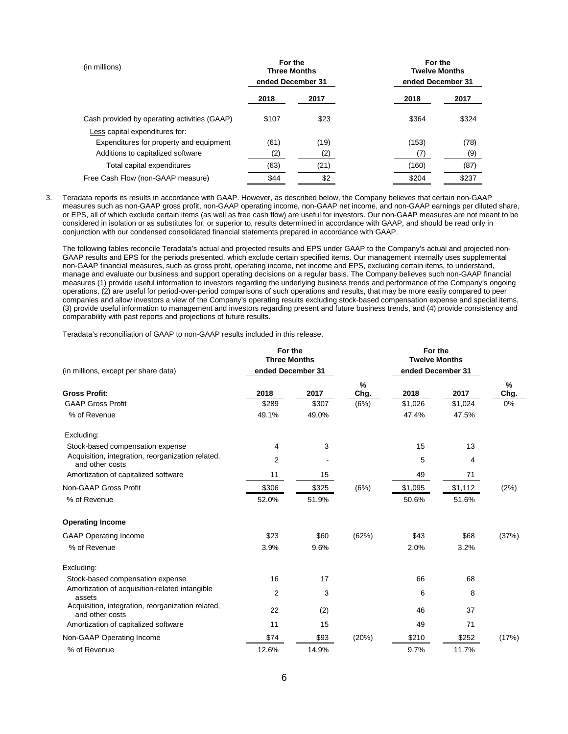| (in millions) | For the Three Months ended December 31 | | For the Twelve Months ended December 31 | |
|---|---|---|---|---|
| | 2018 | 2017 | 2018 | 2017 |
| Cash provided by operating activities (GAAP) | $107 | $23 | $364 | $324 |
| Less capital expenditures for: | | | | |
| Expenditures for property and equipment | (61) | (19) | (153) | (78) |
| Additions to capitalized software | (2) | (2) | (7) | (9) |
| Total capital expenditures | (63) | (21) | (160) | (87) |
| Free Cash Flow (non-GAAP measure) | $44 | $2 | $204 | $237 |

3. Teradata reports its results in accordance with GAAP. However, as described below, the Company believes that certain non-GAAP measures such as non-GAAP gross profit, non-GAAP operating income, non-GAAP net income, and non-GAAP earnings per diluted share, or EPS, all of which exclude certain items (as well as free cash flow) are useful for investors. Our non-GAAP measures are not meant to be considered in isolation or as substitutes for, or superior to, results determined in accordance with GAAP, and should be read only in conjunction with our condensed consolidated financial statements prepared in accordance with GAAP.

   The following tables reconcile Teradata's actual and projected results and EPS under GAAP to the Company's actual and projected non-GAAP results and EPS for the periods presented, which exclude certain specified items. Our management internally uses supplemental non-GAAP financial measures, such as gross profit, operating income, net income and EPS, excluding certain items, to understand, manage and evaluate our business and support operating decisions on a regular basis. The Company believes such non-GAAP financial measures (1) provide useful information to investors regarding the underlying business trends and performance of the Company's ongoing operations, (2) are useful for period-over-period comparisons of such operations and results, that may be more easily compared to peer companies and allow investors a view of the Company's operating results excluding stock-based compensation expense and special items, (3) provide useful information to management and investors regarding present and future business trends, and (4) provide consistency and comparability with past reports and projections of future results.

   Teradata's reconciliation of GAAP to non-GAAP results included in this release.

| (in millions, except per share data) | For the Three Months ended December 31 | | | For the Twelve Months ended December 31 | | |
|---|---|---|---|---|---|---|
| **Gross Profit:** | 2018 | 2017 | % Chg. | 2018 | 2017 | % Chg. |
| GAAP Gross Profit | $289 | $307 | (6%) | $1,026 | $1,024 | 0% |
| % of Revenue | 49.1% | 49.0% | | 47.4% | 47.5% | |
| Excluding: | | | | | | |
| Stock-based compensation expense | 4 | 3 | | 15 | 13 | |
| Acquisition, integration, reorganization related, and other costs | 2 | - | | 5 | 4 | |
| Amortization of capitalized software | 11 | 15 | | 49 | 71 | |
| Non-GAAP Gross Profit | $306 | $325 | (6%) | $1,095 | $1,112 | (2%) |
| % of Revenue | 52.0% | 51.9% | | 50.6% | 51.6% | |
| **Operating Income** | | | | | | |
| GAAP Operating Income | $23 | $60 | (62%) | $43 | $68 | (37%) |
| % of Revenue | 3.9% | 9.6% | | 2.0% | 3.2% | |
| Excluding: | | | | | | |
| Stock-based compensation expense | 16 | 17 | | 66 | 68 | |
| Amortization of acquisition-related intangible assets | 2 | 3 | | 6 | 8 | |
| Acquisition, integration, reorganization related, and other costs | 22 | (2) | | 46 | 37 | |
| Amortization of capitalized software | 11 | 15 | | 49 | 71 | |
| Non-GAAP Operating Income | $74 | $93 | (20%) | $210 | $252 | (17%) |
| % of Revenue | 12.6% | 14.9% | | 9.7% | 11.7% | |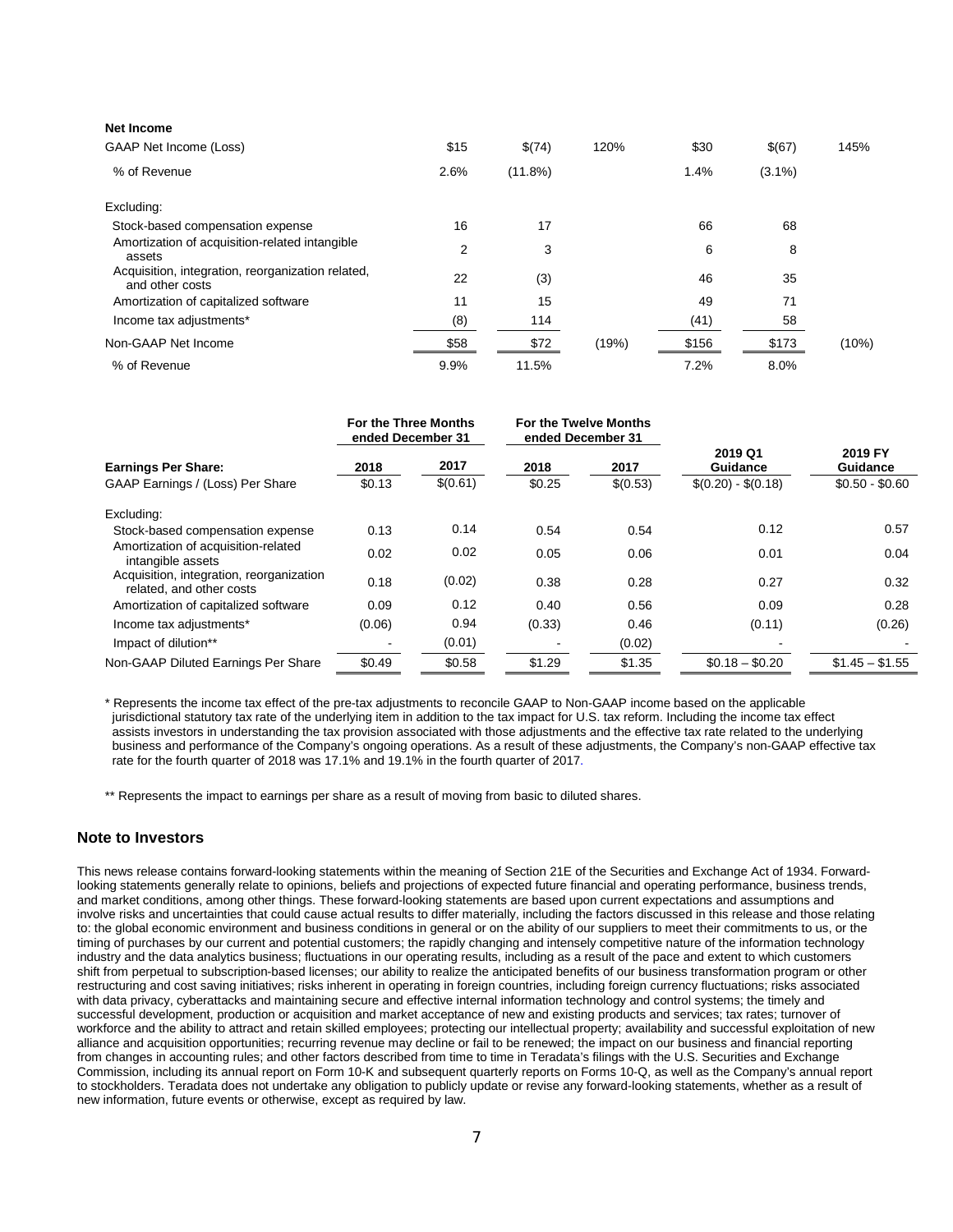| **Net Income** | | | | | | |
|---|---|---|---|---|---|---|
| GAAP Net Income (Loss) | $15 | $(74) | 120% | $30 | $(67) | 145% |
| % of Revenue | 2.6% | (11.8%) | | 1.4% | (3.1%) | |
| Excluding: | | | | | | |
| Stock-based compensation expense | 16 | 17 | | 66 | 68 | |
| Amortization of acquisition-related intangible assets | 2 | 3 | | 6 | 8 | |
| Acquisition, integration, reorganization related, and other costs | 22 | (3) | | 46 | 35 | |
| Amortization of capitalized software | 11 | 15 | | 49 | 71 | |
| Income tax adjustments* | (8) | 114 | | (41) | 58 | |
| Non-GAAP Net Income | $58 | $72 | (19%) | $156 | $173 | (10%) |
| % of Revenue | 9.9% | 11.5% | | 7.2% | 8.0% | |

| | For the Three Months ended December 31 | | For the Twelve Months ended December 31 | | | |
|---|---|---|---|---|---|---|
| **Earnings Per Share:** | **2018** | **2017** | **2018** | **2017** | **2019 Q1 Guidance** | **2019 FY Guidance** |
| GAAP Earnings / (Loss) Per Share | $0.13 | $(0.61) | $0.25 | $(0.53) | $(0.20) - $(0.18) | $0.50 - $0.60 |
| Excluding: | | | | | | |
| Stock-based compensation expense | 0.13 | 0.14 | 0.54 | 0.54 | 0.12 | 0.57 |
| Amortization of acquisition-related intangible assets | 0.02 | 0.02 | 0.05 | 0.06 | 0.01 | 0.04 |
| Acquisition, integration, reorganization related, and other costs | 0.18 | (0.02) | 0.38 | 0.28 | 0.27 | 0.32 |
| Amortization of capitalized software | 0.09 | 0.12 | 0.40 | 0.56 | 0.09 | 0.28 |
| Income tax adjustments* | (0.06) | 0.94 | (0.33) | 0.46 | (0.11) | (0.26) |
| Impact of dilution** | - | (0.01) | - | (0.02) | - | - |
| Non-GAAP Diluted Earnings Per Share | $0.49 | $0.58 | $1.29 | $1.35 | $0.18 – $0.20 | $1.45 – $1.55 |

* Represents the income tax effect of the pre-tax adjustments to reconcile GAAP to Non-GAAP income based on the applicable jurisdictional statutory tax rate of the underlying item in addition to the tax impact for U.S. tax reform. Including the income tax effect assists investors in understanding the tax provision associated with those adjustments and the effective tax rate related to the underlying business and performance of the Company's ongoing operations. As a result of these adjustments, the Company's non-GAAP effective tax rate for the fourth quarter of 2018 was 17.1% and 19.1% in the fourth quarter of 2017.

** Represents the impact to earnings per share as a result of moving from basic to diluted shares.

## Note to Investors

This news release contains forward-looking statements within the meaning of Section 21E of the Securities and Exchange Act of 1934. Forward-looking statements generally relate to opinions, beliefs and projections of expected future financial and operating performance, business trends, and market conditions, among other things. These forward-looking statements are based upon current expectations and assumptions and involve risks and uncertainties that could cause actual results to differ materially, including the factors discussed in this release and those relating to: the global economic environment and business conditions in general or on the ability of our suppliers to meet their commitments to us, or the timing of purchases by our current and potential customers; the rapidly changing and intensely competitive nature of the information technology industry and the data analytics business; fluctuations in our operating results, including as a result of the pace and extent to which customers shift from perpetual to subscription-based licenses; our ability to realize the anticipated benefits of our business transformation program or other restructuring and cost saving initiatives; risks inherent in operating in foreign countries, including foreign currency fluctuations; risks associated with data privacy, cyberattacks and maintaining secure and effective internal information technology and control systems; the timely and successful development, production or acquisition and market acceptance of new and existing products and services; tax rates; turnover of workforce and the ability to attract and retain skilled employees; protecting our intellectual property; availability and successful exploitation of new alliance and acquisition opportunities; recurring revenue may decline or fail to be renewed; the impact on our business and financial reporting from changes in accounting rules; and other factors described from time to time in Teradata's filings with the U.S. Securities and Exchange Commission, including its annual report on Form 10-K and subsequent quarterly reports on Forms 10-Q, as well as the Company's annual report to stockholders. Teradata does not undertake any obligation to publicly update or revise any forward-looking statements, whether as a result of new information, future events or otherwise, except as required by law.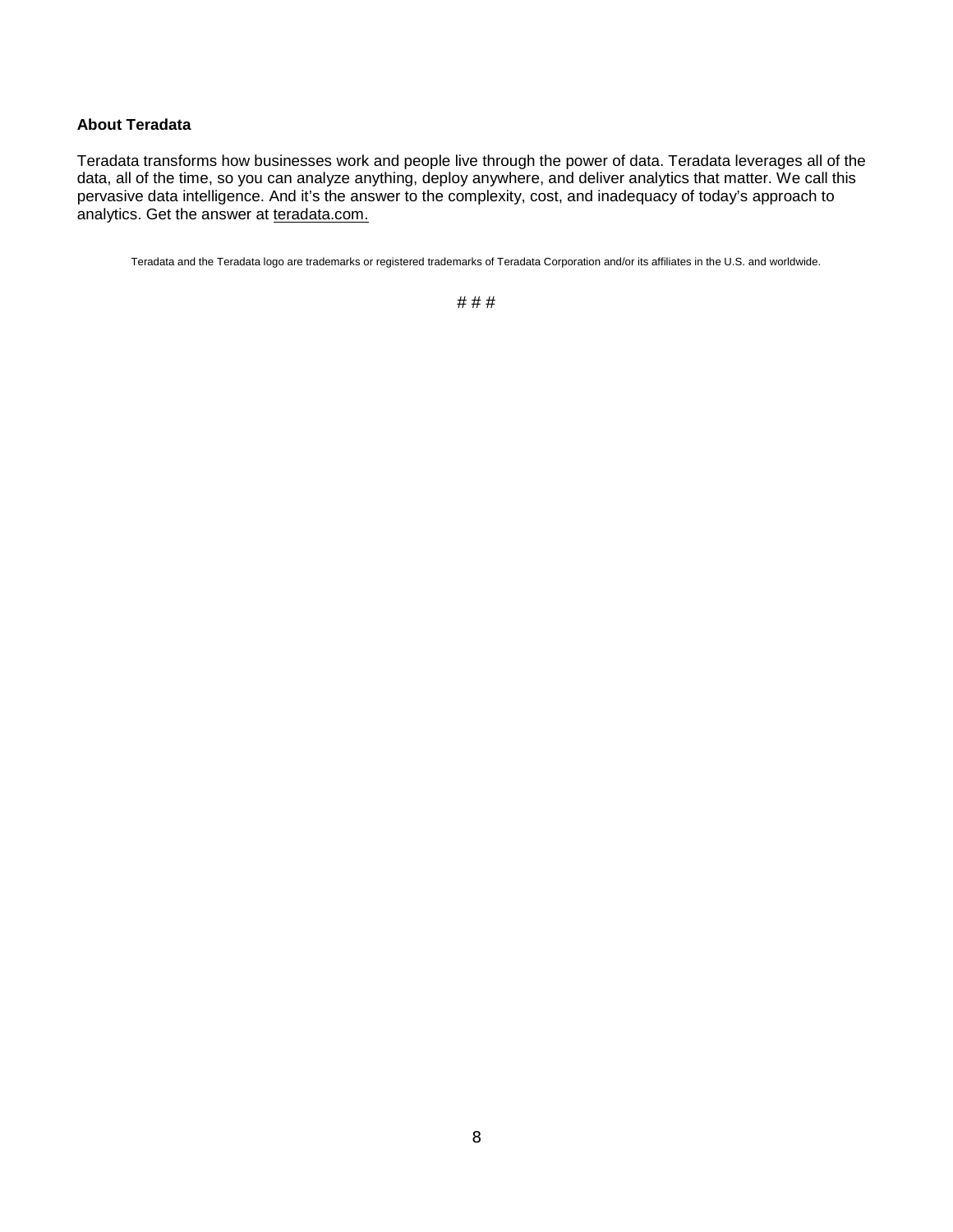**About Teradata**

Teradata transforms how businesses work and people live through the power of data. Teradata leverages all of the data, all of the time, so you can analyze anything, deploy anywhere, and deliver analytics that matter. We call this pervasive data intelligence. And it's the answer to the complexity, cost, and inadequacy of today's approach to analytics. Get the answer at teradata.com.

Teradata and the Teradata logo are trademarks or registered trademarks of Teradata Corporation and/or its affiliates in the U.S. and worldwide.

# # #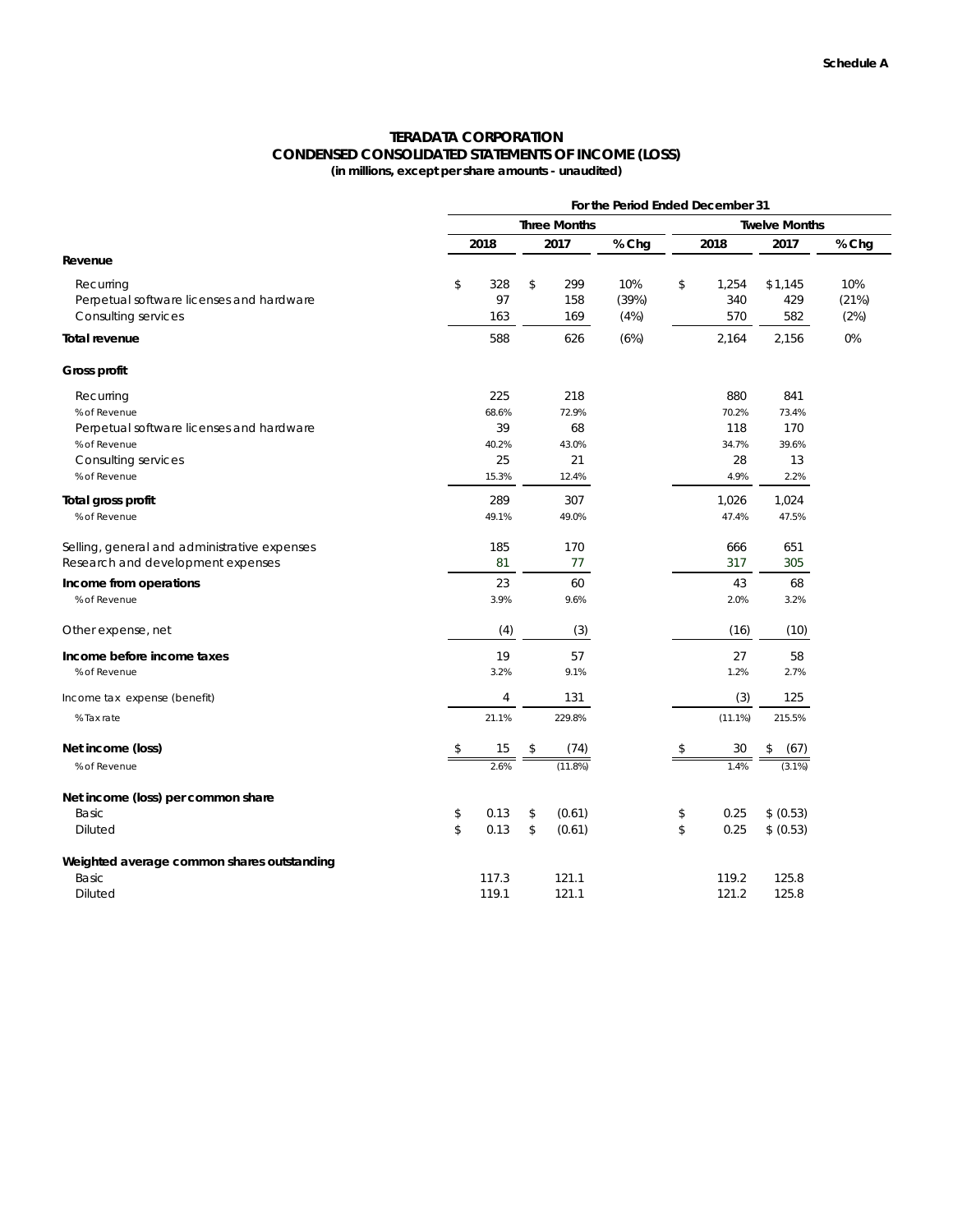Schedule A

# TERADATA CORPORATION
## CONDENSED CONSOLIDATED STATEMENTS OF INCOME (LOSS)
**(in millions, except per share amounts - unaudited)**

| | For the Period Ended December 31 | | | | | |
|---|---|---|---|---|---|---|
| | Three Months | | | Twelve Months | | |
| | 2018 | 2017 | % Chg | 2018 | 2017 | % Chg |
| **Revenue** | | | | | | |
| Recurring | $ 328 | $ 299 | 10% | $ 1,254 | $ 1,145 | 10% |
| Perpetual software licenses and hardware | 97 | 158 | (39%) | 340 | 429 | (21%) |
| Consulting services | 163 | 169 | (4%) | 570 | 582 | (2%) |
| **Total revenue** | 588 | 626 | (6%) | 2,164 | 2,156 | 0% |
| **Gross profit** | | | | | | |
| Recurring | 225 | 218 | | 880 | 841 | |
| % of Revenue | 68.6% | 72.9% | | 70.2% | 73.4% | |
| Perpetual software licenses and hardware | 39 | 68 | | 118 | 170 | |
| % of Revenue | 40.2% | 43.0% | | 34.7% | 39.6% | |
| Consulting services | 25 | 21 | | 28 | 13 | |
| % of Revenue | 15.3% | 12.4% | | 4.9% | 2.2% | |
| **Total gross profit** | 289 | 307 | | 1,026 | 1,024 | |
| % of Revenue | 49.1% | 49.0% | | 47.4% | 47.5% | |
| Selling, general and administrative expenses | 185 | 170 | | 666 | 651 | |
| Research and development expenses | 81 | 77 | | 317 | 305 | |
| **Income from operations** | 23 | 60 | | 43 | 68 | |
| % of Revenue | 3.9% | 9.6% | | 2.0% | 3.2% | |
| Other expense, net | (4) | (3) | | (16) | (10) | |
| **Income before income taxes** | 19 | 57 | | 27 | 58 | |
| % of Revenue | 3.2% | 9.1% | | 1.2% | 2.7% | |
| Income tax expense (benefit) | 4 | 131 | | (3) | 125 | |
| % Tax rate | 21.1% | 229.8% | | (11.1%) | 215.5% | |
| **Net income (loss)** | $ 15 | $ (74) | | $ 30 | $ (67) | |
| % of Revenue | 2.6% | (11.8%) | | 1.4% | (3.1%) | |
| **Net income (loss) per common share** | | | | | | |
| Basic | $ 0.13 | $ (0.61) | | $ 0.25 | $ (0.53) | |
| Diluted | $ 0.13 | $ (0.61) | | $ 0.25 | $ (0.53) | |
| **Weighted average common shares outstanding** | | | | | | |
| Basic | 117.3 | 121.1 | | 119.2 | 125.8 | |
| Diluted | 119.1 | 121.1 | | 121.2 | 125.8 | |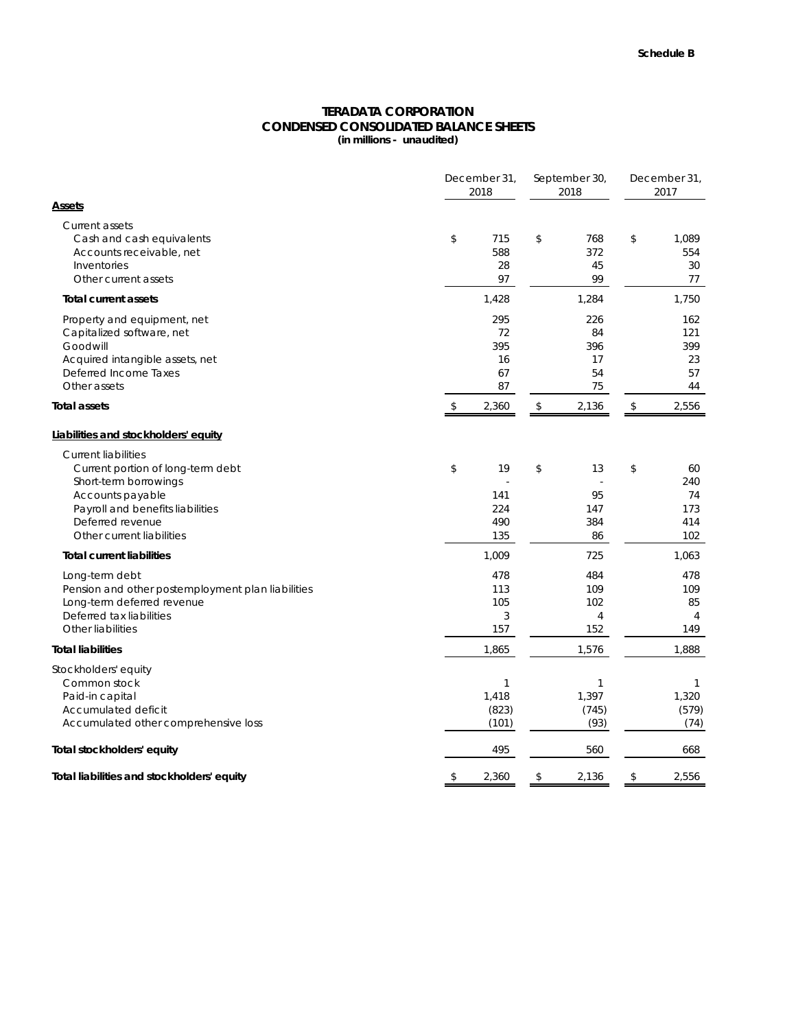**Schedule B**

# TERADATA CORPORATION
## CONDENSED CONSOLIDATED BALANCE SHEETS
**(in millions - unaudited)**

| | December 31, 2018 | September 30, 2018 | December 31, 2017 |
|---|---|---|---|
| **Assets** | | | |
| Current assets | | | |
| Cash and cash equivalents | $ 715 | $ 768 | $ 1,089 |
| Accounts receivable, net | 588 | 372 | 554 |
| Inventories | 28 | 45 | 30 |
| Other current assets | 97 | 99 | 77 |
| **Total current assets** | 1,428 | 1,284 | 1,750 |
| Property and equipment, net | 295 | 226 | 162 |
| Capitalized software, net | 72 | 84 | 121 |
| Goodwill | 395 | 396 | 399 |
| Acquired intangible assets, net | 16 | 17 | 23 |
| Deferred Income Taxes | 67 | 54 | 57 |
| Other assets | 87 | 75 | 44 |
| **Total assets** | $ 2,360 | $ 2,136 | $ 2,556 |
| **Liabilities and stockholders' equity** | | | |
| Current liabilities | | | |
| Current portion of long-term debt | $ 19 | $ 13 | $ 60 |
| Short-term borrowings | - | - | 240 |
| Accounts payable | 141 | 95 | 74 |
| Payroll and benefits liabilities | 224 | 147 | 173 |
| Deferred revenue | 490 | 384 | 414 |
| Other current liabilities | 135 | 86 | 102 |
| **Total current liabilities** | 1,009 | 725 | 1,063 |
| Long-term debt | 478 | 484 | 478 |
| Pension and other postemployment plan liabilities | 113 | 109 | 109 |
| Long-term deferred revenue | 105 | 102 | 85 |
| Deferred tax liabilities | 3 | 4 | 4 |
| Other liabilities | 157 | 152 | 149 |
| **Total liabilities** | 1,865 | 1,576 | 1,888 |
| Stockholders' equity | | | |
| Common stock | 1 | 1 | 1 |
| Paid-in capital | 1,418 | 1,397 | 1,320 |
| Accumulated deficit | (823) | (745) | (579) |
| Accumulated other comprehensive loss | (101) | (93) | (74) |
| **Total stockholders' equity** | 495 | 560 | 668 |
| **Total liabilities and stockholders' equity** | $ 2,360 | $ 2,136 | $ 2,556 |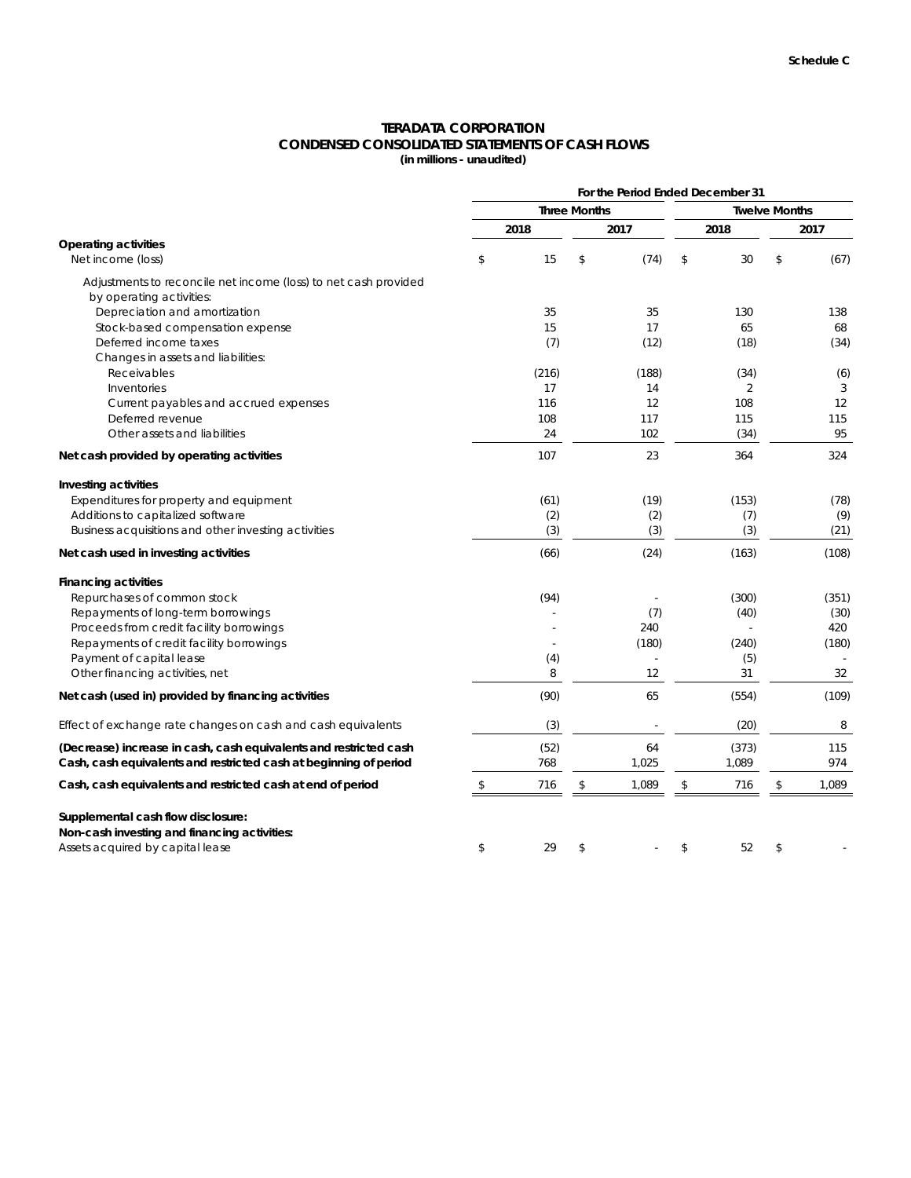Schedule C

# TERADATA CORPORATION
## CONDENSED CONSOLIDATED STATEMENTS OF CASH FLOWS
**(in millions - unaudited)**

| | For the Period Ended December 31 | | | |
|---|---|---|---|---|
| | Three Months | | Twelve Months | |
| | 2018 | 2017 | 2018 | 2017 |
| **Operating activities** | | | | |
| Net income (loss) | $ 15 | $ (74) | $ 30 | $ (67) |
| Adjustments to reconcile net income (loss) to net cash provided by operating activities: | | | | |
| Depreciation and amortization | 35 | 35 | 130 | 138 |
| Stock-based compensation expense | 15 | 17 | 65 | 68 |
| Deferred income taxes | (7) | (12) | (18) | (34) |
| Changes in assets and liabilities: | | | | |
| Receivables | (216) | (188) | (34) | (6) |
| Inventories | 17 | 14 | 2 | 3 |
| Current payables and accrued expenses | 116 | 12 | 108 | 12 |
| Deferred revenue | 108 | 117 | 115 | 115 |
| Other assets and liabilities | 24 | 102 | (34) | 95 |
| **Net cash provided by operating activities** | 107 | 23 | 364 | 324 |
| **Investing activities** | | | | |
| Expenditures for property and equipment | (61) | (19) | (153) | (78) |
| Additions to capitalized software | (2) | (2) | (7) | (9) |
| Business acquisitions and other investing activities | (3) | (3) | (3) | (21) |
| **Net cash used in investing activities** | (66) | (24) | (163) | (108) |
| **Financing activities** | | | | |
| Repurchases of common stock | (94) | - | (300) | (351) |
| Repayments of long-term borrowings | - | (7) | (40) | (30) |
| Proceeds from credit facility borrowings | - | 240 | - | 420 |
| Repayments of credit facility borrowings | - | (180) | (240) | (180) |
| Payment of capital lease | (4) | - | (5) | - |
| Other financing activities, net | 8 | 12 | 31 | 32 |
| **Net cash (used in) provided by financing activities** | (90) | 65 | (554) | (109) |
| Effect of exchange rate changes on cash and cash equivalents | (3) | - | (20) | 8 |
| **(Decrease) increase in cash, cash equivalents and restricted cash** | (52) | 64 | (373) | 115 |
| **Cash, cash equivalents and restricted cash at beginning of period** | 768 | 1,025 | 1,089 | 974 |
| **Cash, cash equivalents and restricted cash at end of period** | $ 716 | $ 1,089 | $ 716 | $ 1,089 |
| **Supplemental cash flow disclosure:** | | | | |
| **Non-cash investing and financing activities:** | | | | |
| Assets acquired by capital lease | $ 29 | $ - | $ 52 | $ - |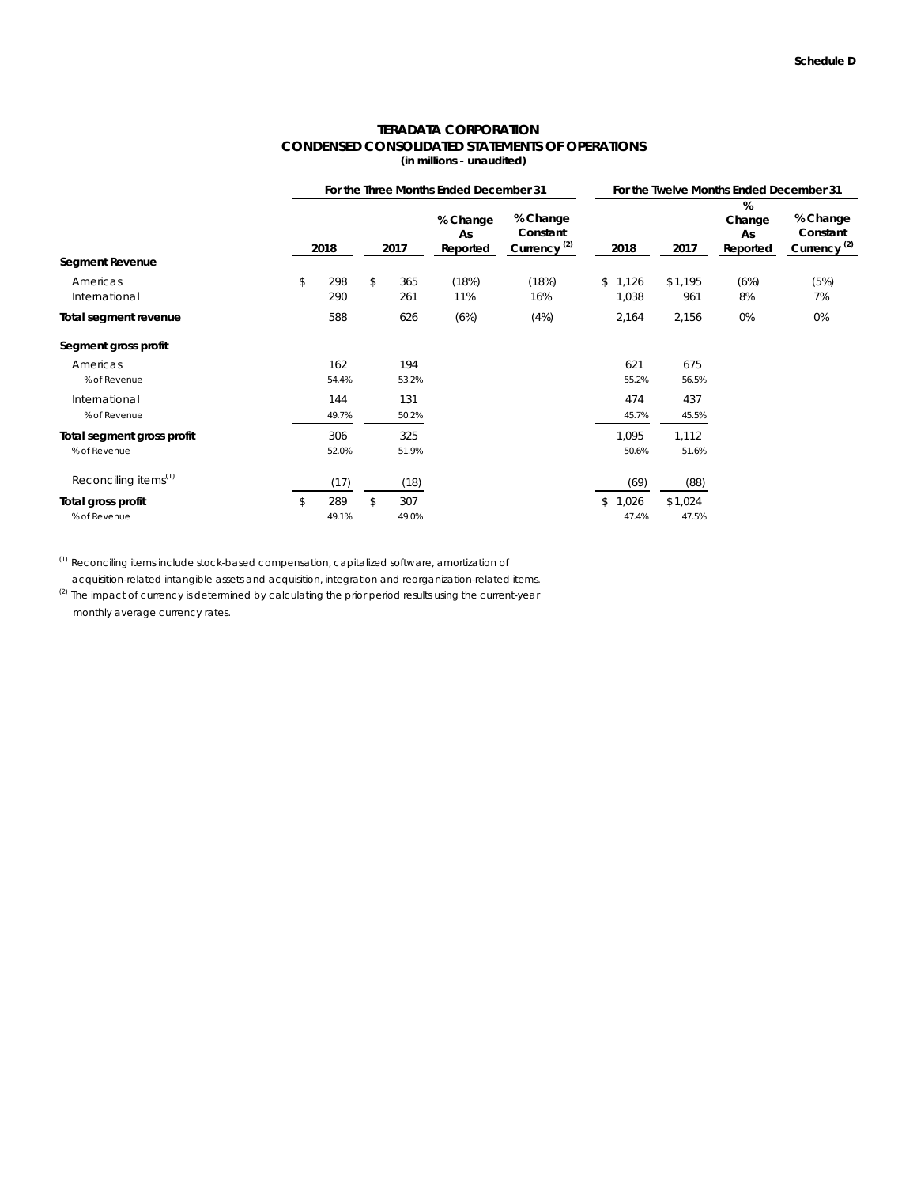Schedule D

# TERADATA CORPORATION
## CONDENSED CONSOLIDATED STATEMENTS OF OPERATIONS
**(in millions - unaudited)**

| | For the Three Months Ended December 31 | | | | For the Twelve Months Ended December 31 | | | |
|---|---|---|---|---|---|---|---|---|
| | 2018 | 2017 | % Change As Reported | % Change Constant Currency [2] | 2018 | 2017 | % Change As Reported | % Change Constant Currency [2] |
| **Segment Revenue** | | | | | | | | |
| Americas | $ 298 | $ 365 | (18%) | (18%) | $ 1,126 | $1,195 | (6%) | (5%) |
| International | 290 | 261 | 11% | 16% | 1,038 | 961 | 8% | 7% |
| **Total segment revenue** | 588 | 626 | (6%) | (4%) | 2,164 | 2,156 | 0% | 0% |
| **Segment gross profit** | | | | | | | | |
| Americas | 162 | 194 | | | 621 | 675 | | |
| % of Revenue | 54.4% | 53.2% | | | 55.2% | 56.5% | | |
| International | 144 | 131 | | | 474 | 437 | | |
| % of Revenue | 49.7% | 50.2% | | | 45.7% | 45.5% | | |
| **Total segment gross profit** | 306 | 325 | | | 1,095 | 1,112 | | |
| % of Revenue | 52.0% | 51.9% | | | 50.6% | 51.6% | | |
| Reconciling items[1] | (17) | (18) | | | (69) | (88) | | |
| **Total gross profit** | $ 289 | $ 307 | | | $ 1,026 | $1,024 | | |
| % of Revenue | 49.1% | 49.0% | | | 47.4% | 47.5% | | |

[1] Reconciling items include stock-based compensation, capitalized software, amortization of acquisition-related intangible assets and acquisition, integration and reorganization-related items.

[2] The impact of currency is determined by calculating the prior period results using the current-year monthly average currency rates.